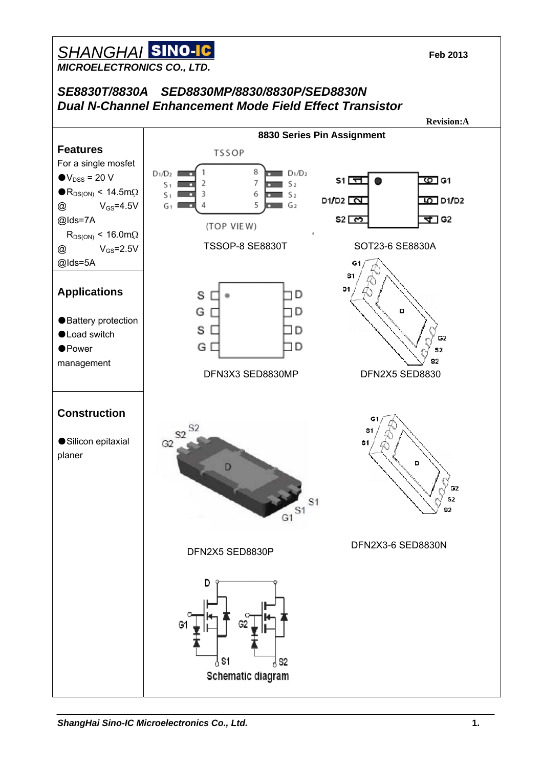SHANGHAI SINO-IC
*MICROELECTRONICS CO., LTD.*

Feb 2013

## *SE8830T/8830A SED8830MP/8830/8830P/SED8830N*
## *Dual N-Channel Enhancement Mode Field Effect Transistor*

**Revision:A**

### Features

For a single mosfet

- $V_{DSS}$ = 20 V
- $R_{DS(ON)}$ < 14.5mΩ @ $V_{GS}$=4.5V @Ids=7A
  $R_{DS(ON)}$ < 16.0mΩ @ $V_{GS}$=2.5V @Ids=5A

### Applications

- Battery protection
- Load switch
- Power management

### Construction

- Silicon epitaxial planer

**8830 Series Pin Assignment**

TSSOP-8 SE8830T

SOT23-6 SE8830A

DFN3X3 SED8830MP

DFN2X5 SED8830

DFN2X5 SED8830P

DFN2X3-6 SED8830N

Schematic diagram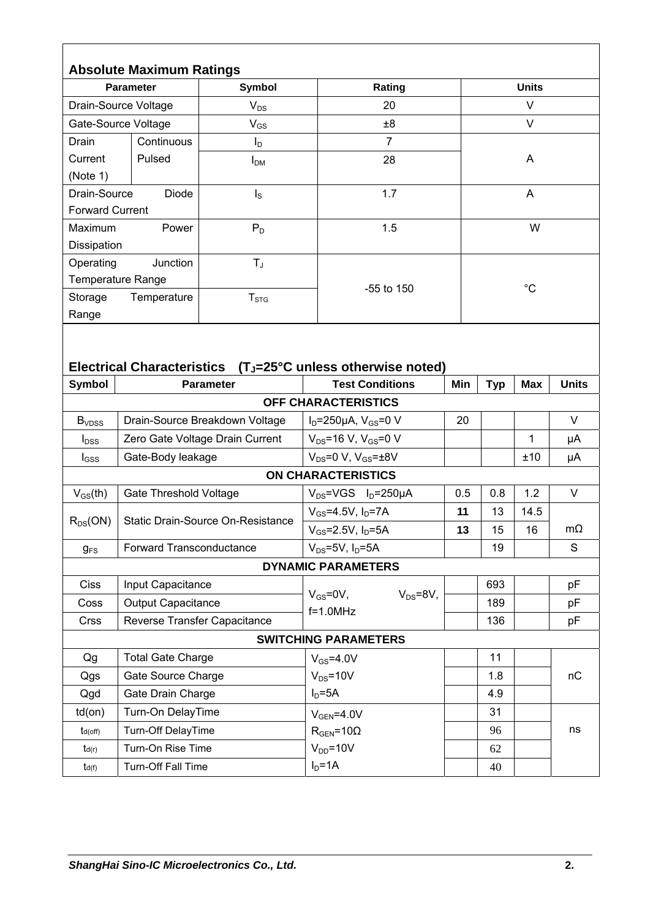## Absolute Maximum Ratings

| Parameter | | Symbol | Rating | Units |
|---|---|---|---|---|
| Drain-Source Voltage | | $V_{DS}$ | 20 | V |
| Gate-Source Voltage | | $V_{GS}$ | ±8 | V |
| Drain Current (Note 1) | Continuous | $I_D$ | 7 | A |
| | Pulsed | $I_{DM}$ | 28 | |
| Drain-Source Diode Forward Current | | $I_S$ | 1.7 | A |
| Maximum Power Dissipation | | $P_D$ | 1.5 | W |
| Operating Junction Temperature Range | | $T_J$ | -55 to 150 | °C |
| Storage Temperature Range | | $T_{STG}$ | | |

## Electrical Characteristics ($T_J$=25°C unless otherwise noted)

| Symbol | Parameter | Test Conditions | Min | Typ | Max | Units |
|---|---|---|---|---|---|---|
| **OFF CHARACTERISTICS** | | | | | | |
| $B_{VDSS}$ | Drain-Source Breakdown Voltage | $I_D$=250μA, $V_{GS}$=0 V | 20 | | | V |
| $I_{DSS}$ | Zero Gate Voltage Drain Current | $V_{DS}$=16 V, $V_{GS}$=0 V | | | 1 | μA |
| $I_{GSS}$ | Gate-Body leakage | $V_{DS}$=0 V, $V_{GS}$=±8V | | | ±10 | μA |
| **ON CHARACTERISTICS** | | | | | | |
| $V_{GS}$(th) | Gate Threshold Voltage | $V_{DS}$=VGS $I_D$=250μA | 0.5 | 0.8 | 1.2 | V |
| $R_{DS}$(ON) | Static Drain-Source On-Resistance | $V_{GS}$=4.5V, $I_D$=7A | **11** | 13 | 14.5 | mΩ |
| | | $V_{GS}$=2.5V, $I_D$=5A | **13** | 15 | 16 | |
| $g_{FS}$ | Forward Transconductance | $V_{DS}$=5V, $I_D$=5A | | 19 | | S |
| **DYNAMIC PARAMETERS** | | | | | | |
| Ciss | Input Capacitance | $V_{GS}$=0V, $V_{DS}$=8V, f=1.0MHz | | 693 | | pF |
| Coss | Output Capacitance | | | 189 | | pF |
| Crss | Reverse Transfer Capacitance | | | 136 | | pF |
| **SWITCHING PARAMETERS** | | | | | | |
| Qg | Total Gate Charge | $V_{GS}$=4.0V $V_{DS}$=10V $I_D$=5A | | 11 | | nC |
| Qgs | Gate Source Charge | | | 1.8 | | |
| Qgd | Gate Drain Charge | | | 4.9 | | |
| td(on) | Turn-On DelayTime | $V_{GEN}$=4.0V $R_{GEN}$=10Ω $V_{DD}$=10V $I_D$=1A | | 31 | | ns |
| $t_{d(off)}$ | Turn-Off DelayTime | | | 96 | | |
| $t_{d(r)}$ | Turn-On Rise Time | | | 62 | | |
| $t_{d(f)}$ | Turn-Off Fall Time | | | 40 | | |

*ShangHai Sino-IC Microelectronics Co., Ltd.*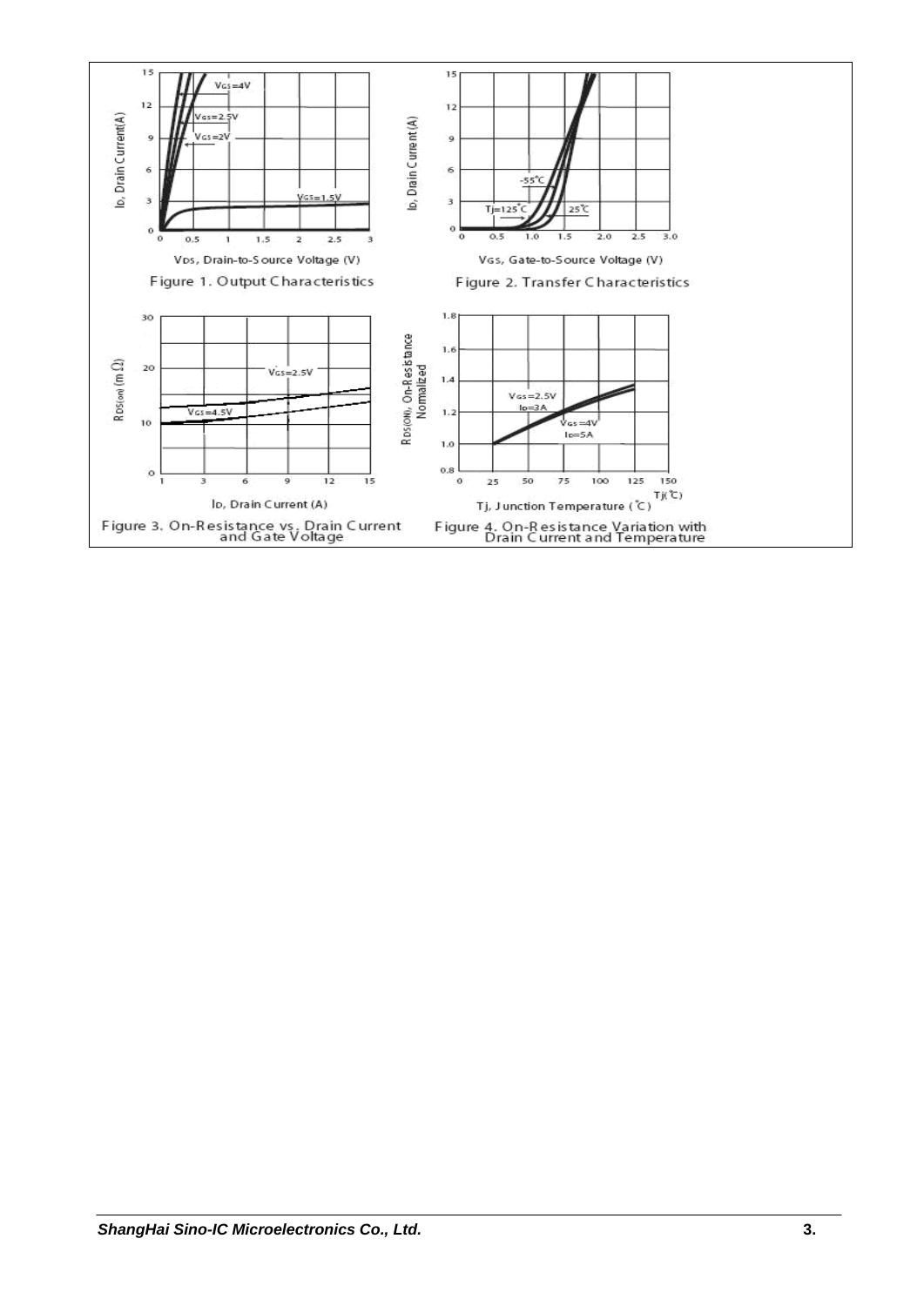Figure 1. Output Characteristics

Figure 2. Transfer Characteristics

Figure 3. On-Resistance vs. Drain Current and Gate Voltage

Figure 4. On-Resistance Variation with Drain Current and Temperature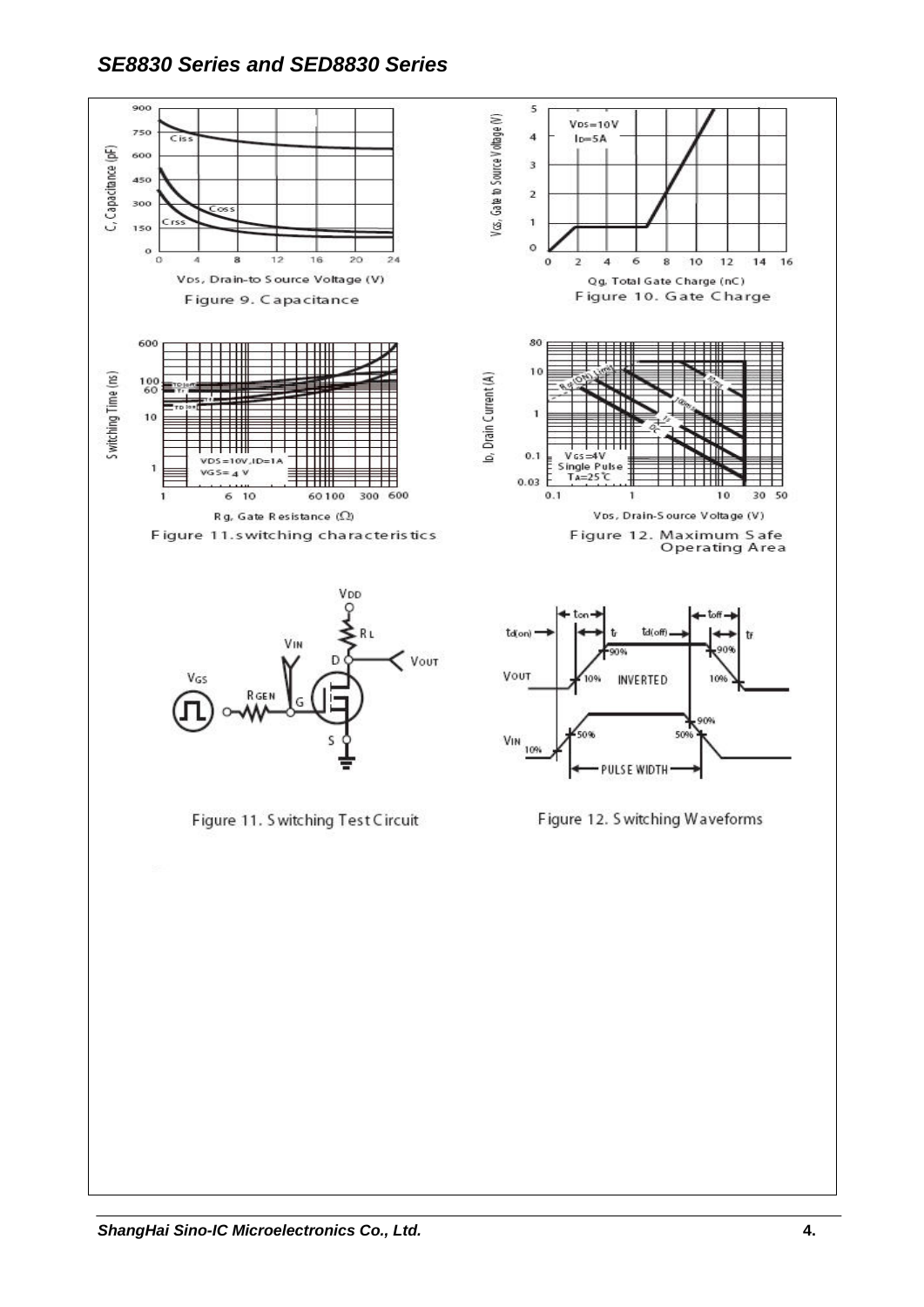Figure 9. Capacitance

Figure 10. Gate Charge

Figure 11.switching characteristics

Figure 12. Maximum Safe Operating Area

Figure 11. Switching Test Circuit

Figure 12. Switching Waveforms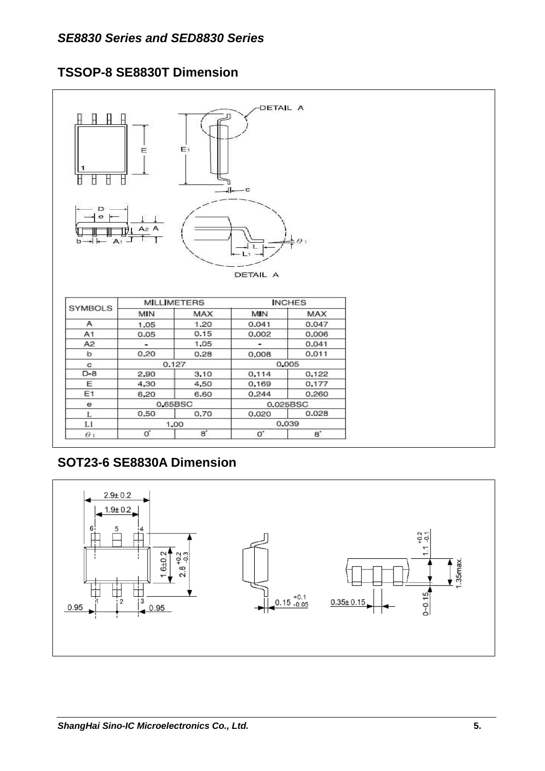## TSSOP-8 SE8830T Dimension

| SYMBOLS | MILLIMETERS | | INCHES | |
|---|---|---|---|---|
| | MIN | MAX | MIN | MAX |
| A | 1.05 | 1.20 | 0.041 | 0.047 |
| A1 | 0.05 | 0.15 | 0.002 | 0.006 |
| A2 | - | 1.05 | - | 0.041 |
| b | 0.20 | 0.28 | 0.008 | 0.011 |
| c | 0.127 | | 0.005 | |
| D-8 | 2.90 | 3.10 | 0.114 | 0.122 |
| E | 4.30 | 4.50 | 0.169 | 0.177 |
| E1 | 6.20 | 6.60 | 0.244 | 0.260 |
| e | 0.65BSC | | 0.025BSC | |
| L | 0.50 | 0.70 | 0.020 | 0.028 |
| L1 | 1.00 | | 0.039 | |
| $\theta_1$ | 0° | 8° | 0° | 8° |

## SOT23-6 SE8830A Dimension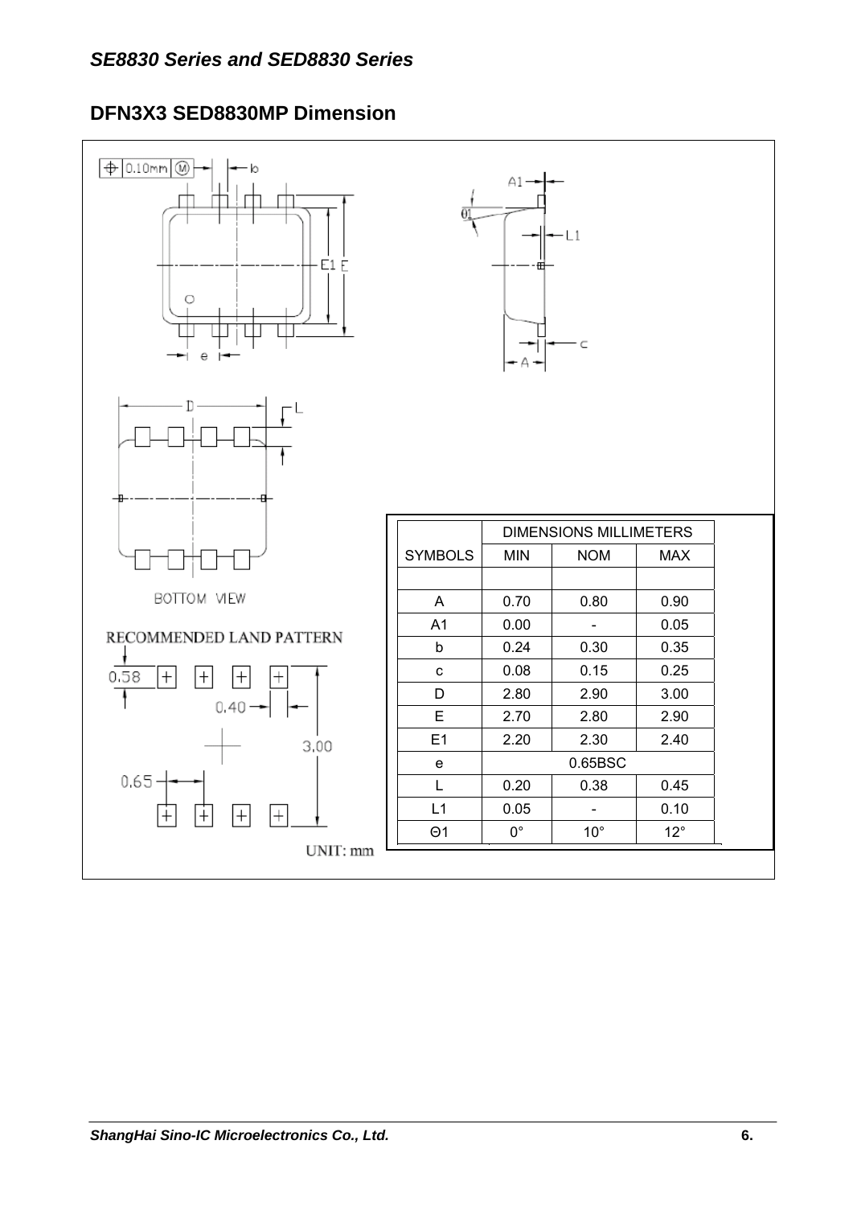## DFN3X3 SED8830MP Dimension

BOTTOM VIEW

RECOMMENDED LAND PATTERN

0.58 0.40 3.00 0.65

UNIT: mm

| SYMBOLS | DIMENSIONS MILLIMETERS | | |
|---|---|---|---|
| | MIN | NOM | MAX |
| A | 0.70 | 0.80 | 0.90 |
| A1 | 0.00 | - | 0.05 |
| b | 0.24 | 0.30 | 0.35 |
| c | 0.08 | 0.15 | 0.25 |
| D | 2.80 | 2.90 | 3.00 |
| E | 2.70 | 2.80 | 2.90 |
| E1 | 2.20 | 2.30 | 2.40 |
| e | 0.65BSC | | |
| L | 0.20 | 0.38 | 0.45 |
| L1 | 0.05 | - | 0.10 |
| Θ1 | 0° | 10° | 12° |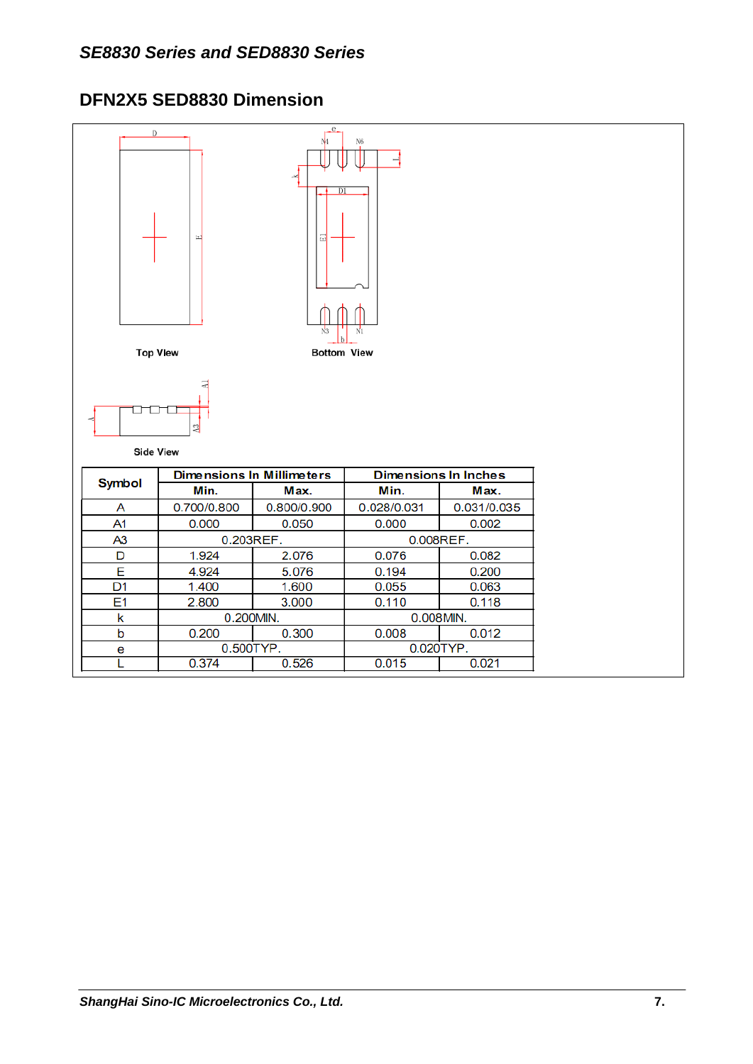## DFN2X5 SED8830 Dimension

Top View

Bottom View

Side View

| Symbol | Dimensions In Millimeters | | Dimensions In Inches | |
|---|---|---|---|---|
| | Min. | Max. | Min. | Max. |
| A | 0.700/0.800 | 0.800/0.900 | 0.028/0.031 | 0.031/0.035 |
| A1 | 0.000 | 0.050 | 0.000 | 0.002 |
| A3 | 0.203REF. | | 0.008REF. | |
| D | 1.924 | 2.076 | 0.076 | 0.082 |
| E | 4.924 | 5.076 | 0.194 | 0.200 |
| D1 | 1.400 | 1.600 | 0.055 | 0.063 |
| E1 | 2.800 | 3.000 | 0.110 | 0.118 |
| k | 0.200MIN. | | 0.008MIN. | |
| b | 0.200 | 0.300 | 0.008 | 0.012 |
| e | 0.500TYP. | | 0.020TYP. | |
| L | 0.374 | 0.526 | 0.015 | 0.021 |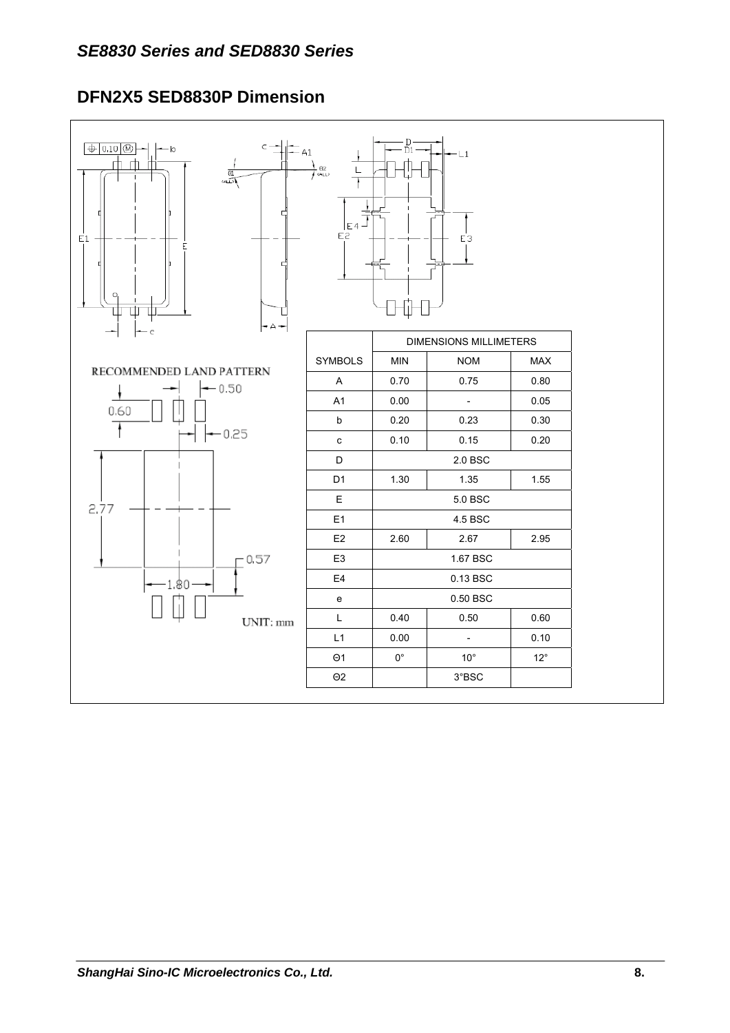## DFN2X5 SED8830P Dimension

RECOMMENDED LAND PATTERN

UNIT: mm

| SYMBOLS | DIMENSIONS MILLIMETERS | | |
|---|---|---|---|
| | MIN | NOM | MAX |
| A | 0.70 | 0.75 | 0.80 |
| A1 | 0.00 | - | 0.05 |
| b | 0.20 | 0.23 | 0.30 |
| c | 0.10 | 0.15 | 0.20 |
| D | 2.0 BSC | | |
| D1 | 1.30 | 1.35 | 1.55 |
| E | 5.0 BSC | | |
| E1 | 4.5 BSC | | |
| E2 | 2.60 | 2.67 | 2.95 |
| E3 | 1.67 BSC | | |
| E4 | 0.13 BSC | | |
| e | 0.50 BSC | | |
| L | 0.40 | 0.50 | 0.60 |
| L1 | 0.00 | - | 0.10 |
| Θ1 | 0° | 10° | 12° |
| Θ2 | | 3°BSC | |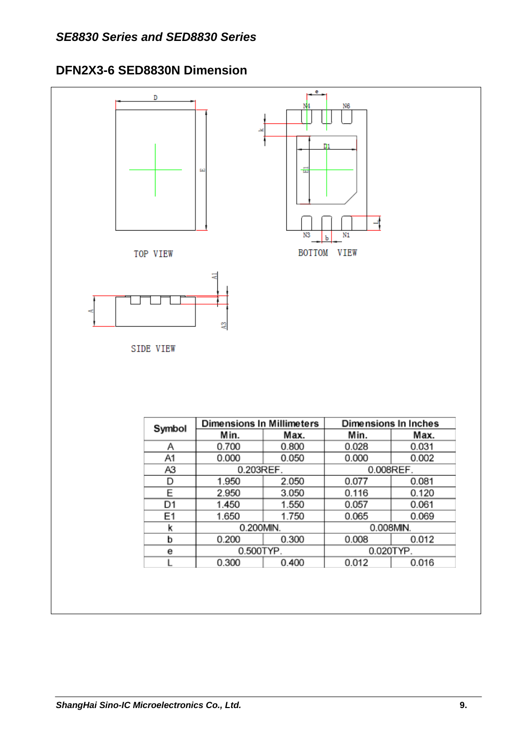## DFN2X3-6 SED8830N Dimension

TOP VIEW

BOTTOM VIEW

SIDE VIEW

| Symbol | Dimensions In Millimeters | | Dimensions In Inches | |
|---|---|---|---|---|
| | Min. | Max. | Min. | Max. |
| A | 0.700 | 0.800 | 0.028 | 0.031 |
| A1 | 0.000 | 0.050 | 0.000 | 0.002 |
| A3 | 0.203REF. | | 0.008REF. | |
| D | 1.950 | 2.050 | 0.077 | 0.081 |
| E | 2.950 | 3.050 | 0.116 | 0.120 |
| D1 | 1.450 | 1.550 | 0.057 | 0.061 |
| E1 | 1.650 | 1.750 | 0.065 | 0.069 |
| k | 0.200MIN. | | 0.008MIN. | |
| b | 0.200 | 0.300 | 0.008 | 0.012 |
| e | 0.500TYP. | | 0.020TYP. | |
| L | 0.300 | 0.400 | 0.012 | 0.016 |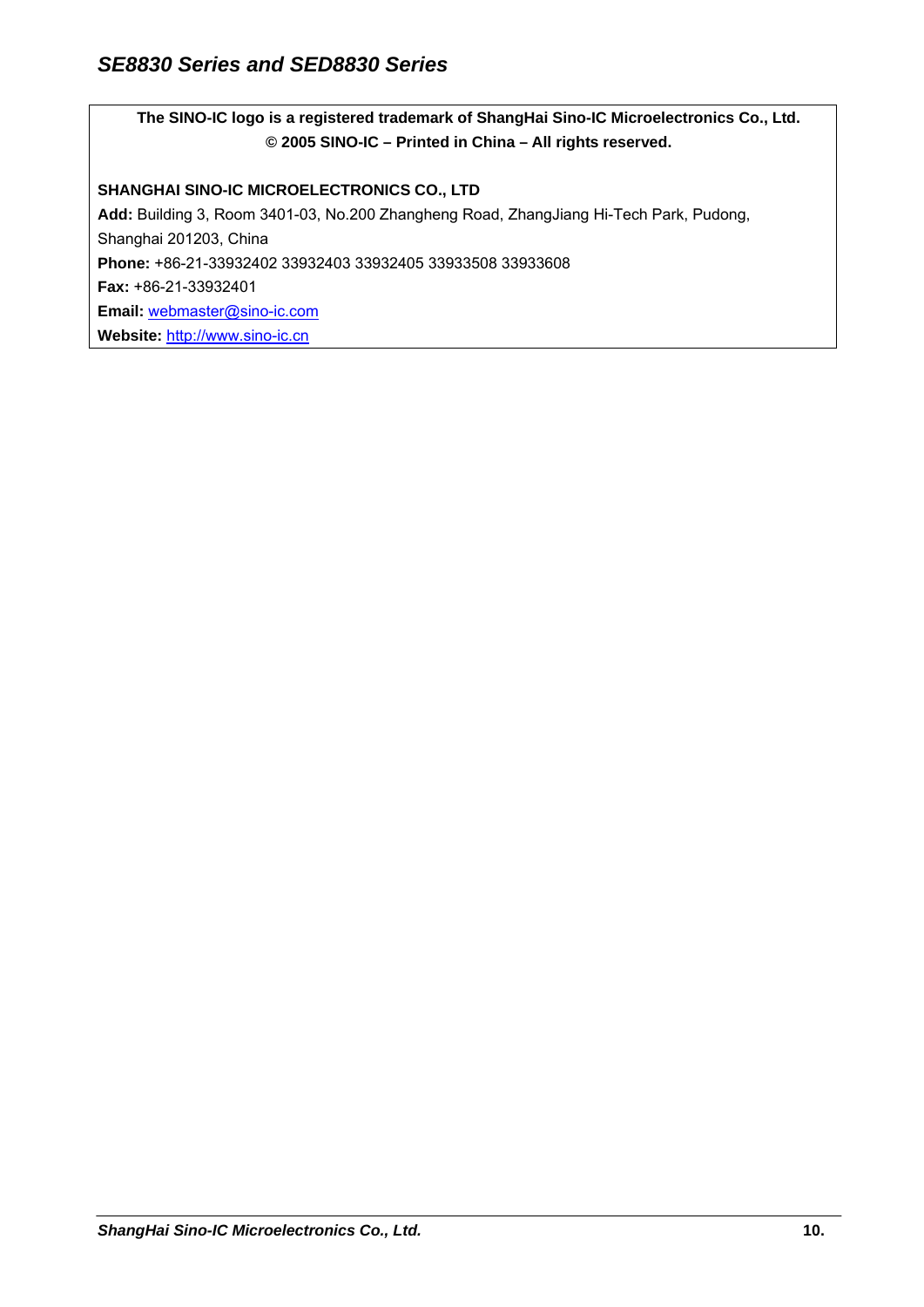**The SINO-IC logo is a registered trademark of ShangHai Sino-IC Microelectronics Co., Ltd.**
**© 2005 SINO-IC – Printed in China – All rights reserved.**

**SHANGHAI SINO-IC MICROELECTRONICS CO., LTD**

**Add:** Building 3, Room 3401-03, No.200 Zhangheng Road, ZhangJiang Hi-Tech Park, Pudong, Shanghai 201203, China

**Phone:** +86-21-33932402 33932403 33932405 33933508 33933608

**Fax:** +86-21-33932401

**Email:** webmaster@sino-ic.com

**Website:** http://www.sino-ic.cn